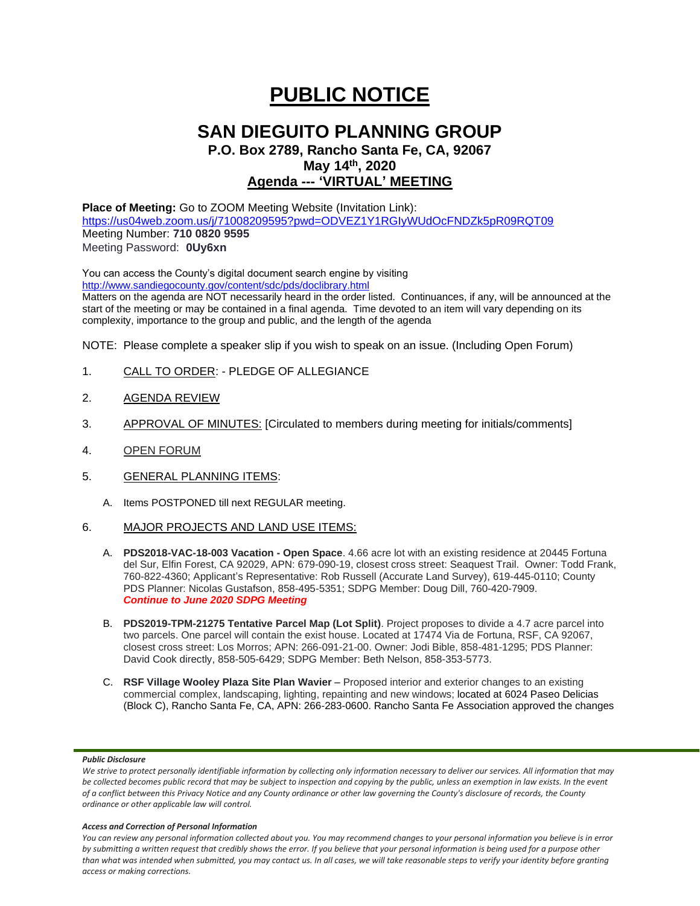# PUBLIC NOTICE

## SAN DIEGUITO PLANNING GROUP

**P.O. Box 2789, Rancho Santa Fe, CA, 92067**

**May 14th, 2020**

**Agenda --- 'VIRTUAL' MEETING**

**Place of Meeting:** Go to ZOOM Meeting Website (Invitation Link):
https://us04web.zoom.us/j/71008209595?pwd=ODVEZ1Y1RGIyWUdOcFNDZk5pR09RQT09
Meeting Number: **710 0820 9595**
Meeting Password: **0Uy6xn**

You can access the County's digital document search engine by visiting
http://www.sandiegocounty.gov/content/sdc/pds/doclibrary.html
Matters on the agenda are NOT necessarily heard in the order listed. Continuances, if any, will be announced at the start of the meeting or may be contained in a final agenda. Time devoted to an item will vary depending on its complexity, importance to the group and public, and the length of the agenda

NOTE: Please complete a speaker slip if you wish to speak on an issue. (Including Open Forum)

1. CALL TO ORDER: - PLEDGE OF ALLEGIANCE

2. AGENDA REVIEW

3. APPROVAL OF MINUTES: [Circulated to members during meeting for initials/comments]

4. OPEN FORUM

5. GENERAL PLANNING ITEMS:

   A. Items POSTPONED till next REGULAR meeting.

6. MAJOR PROJECTS AND LAND USE ITEMS:

   A. **PDS2018-VAC-18-003 Vacation - Open Space**. 4.66 acre lot with an existing residence at 20445 Fortuna del Sur, Elfin Forest, CA 92029, APN: 679-090-19, closest cross street: Seaquest Trail. Owner: Todd Frank, 760-822-4360; Applicant's Representative: Rob Russell (Accurate Land Survey), 619-445-0110; County PDS Planner: Nicolas Gustafson, 858-495-5351; SDPG Member: Doug Dill, 760-420-7909.
   ***Continue to June 2020 SDPG Meeting***

   B. **PDS2019-TPM-21275 Tentative Parcel Map (Lot Split)**. Project proposes to divide a 4.7 acre parcel into two parcels. One parcel will contain the exist house. Located at 17474 Via de Fortuna, RSF, CA 92067, closest cross street: Los Morros; APN: 266-091-21-00. Owner: Jodi Bible, 858-481-1295; PDS Planner: David Cook directly, 858-505-6429; SDPG Member: Beth Nelson, 858-353-5773.

   C. **RSF Village Wooley Plaza Site Plan Wavier** – Proposed interior and exterior changes to an existing commercial complex, landscaping, lighting, repainting and new windows; located at 6024 Paseo Delicias (Block C), Rancho Santa Fe, CA, APN: 266-283-0600. Rancho Santa Fe Association approved the changes

***Public Disclosure***

*We strive to protect personally identifiable information by collecting only information necessary to deliver our services. All information that may be collected becomes public record that may be subject to inspection and copying by the public, unless an exemption in law exists. In the event of a conflict between this Privacy Notice and any County ordinance or other law governing the County's disclosure of records, the County ordinance or other applicable law will control.*

***Access and Correction of Personal Information***

*You can review any personal information collected about you. You may recommend changes to your personal information you believe is in error by submitting a written request that credibly shows the error. If you believe that your personal information is being used for a purpose other than what was intended when submitted, you may contact us. In all cases, we will take reasonable steps to verify your identity before granting access or making corrections.*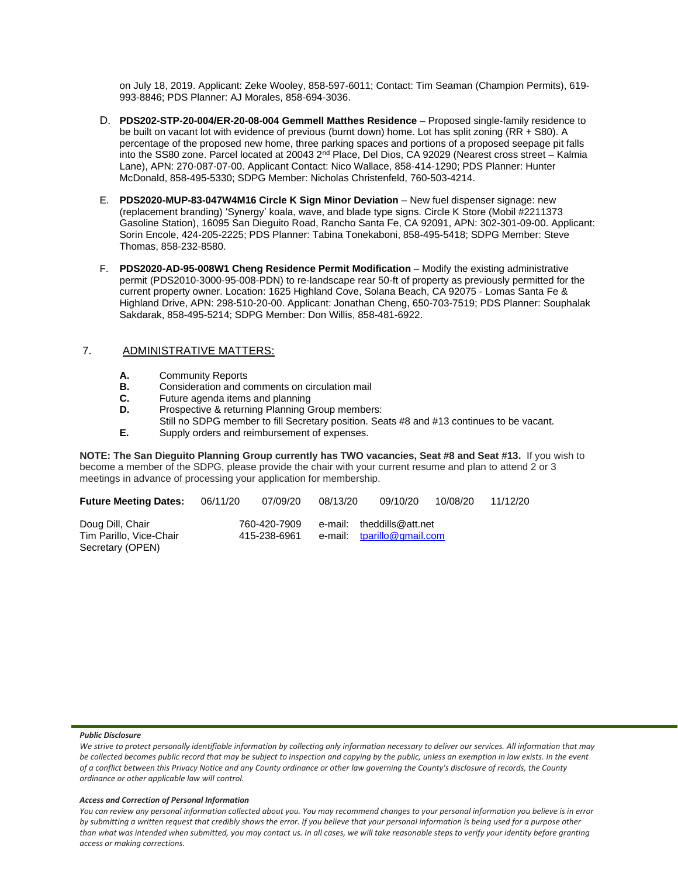on July 18, 2019. Applicant: Zeke Wooley, 858-597-6011; Contact: Tim Seaman (Champion Permits), 619-993-8846; PDS Planner: AJ Morales, 858-694-3036.

D. **PDS202-STP-20-004/ER-20-08-004 Gemmell Matthes Residence** – Proposed single-family residence to be built on vacant lot with evidence of previous (burnt down) home. Lot has split zoning (RR + S80). A percentage of the proposed new home, three parking spaces and portions of a proposed seepage pit falls into the SS80 zone. Parcel located at 20043 2nd Place, Del Dios, CA 92029 (Nearest cross street – Kalmia Lane), APN: 270-087-07-00. Applicant Contact: Nico Wallace, 858-414-1290; PDS Planner: Hunter McDonald, 858-495-5330; SDPG Member: Nicholas Christenfeld, 760-503-4214.

E. **PDS2020-MUP-83-047W4M16 Circle K Sign Minor Deviation** – New fuel dispenser signage: new (replacement branding) 'Synergy' koala, wave, and blade type signs. Circle K Store (Mobil #2211373 Gasoline Station), 16095 San Dieguito Road, Rancho Santa Fe, CA 92091, APN: 302-301-09-00. Applicant: Sorin Encole, 424-205-2225; PDS Planner: Tabina Tonekaboni, 858-495-5418; SDPG Member: Steve Thomas, 858-232-8580.

F. **PDS2020-AD-95-008W1 Cheng Residence Permit Modification** – Modify the existing administrative permit (PDS2010-3000-95-008-PDN) to re-landscape rear 50-ft of property as previously permitted for the current property owner. Location: 1625 Highland Cove, Solana Beach, CA 92075 - Lomas Santa Fe & Highland Drive, APN: 298-510-20-00. Applicant: Jonathan Cheng, 650-703-7519; PDS Planner: Souphalak Sakdarak, 858-495-5214; SDPG Member: Don Willis, 858-481-6922.

7. ADMINISTRATIVE MATTERS:

**A.** Community Reports
**B.** Consideration and comments on circulation mail
**C.** Future agenda items and planning
**D.** Prospective & returning Planning Group members:
Still no SDPG member to fill Secretary position. Seats #8 and #13 continues to be vacant.
**E.** Supply orders and reimbursement of expenses.

**NOTE: The San Dieguito Planning Group currently has TWO vacancies, Seat #8 and Seat #13.** If you wish to become a member of the SDPG, please provide the chair with your current resume and plan to attend 2 or 3 meetings in advance of processing your application for membership.

**Future Meeting Dates:** 06/11/20 07/09/20 08/13/20 09/10/20 10/08/20 11/12/20

Doug Dill, Chair 760-420-7909 e-mail: theddills@att.net
Tim Parillo, Vice-Chair 415-238-6961 e-mail: tparillo@gmail.com
Secretary (OPEN)

***Public Disclosure***

*We strive to protect personally identifiable information by collecting only information necessary to deliver our services. All information that may be collected becomes public record that may be subject to inspection and copying by the public, unless an exemption in law exists. In the event of a conflict between this Privacy Notice and any County ordinance or other law governing the County's disclosure of records, the County ordinance or other applicable law will control.*

***Access and Correction of Personal Information***

*You can review any personal information collected about you. You may recommend changes to your personal information you believe is in error by submitting a written request that credibly shows the error. If you believe that your personal information is being used for a purpose other than what was intended when submitted, you may contact us. In all cases, we will take reasonable steps to verify your identity before granting access or making corrections.*